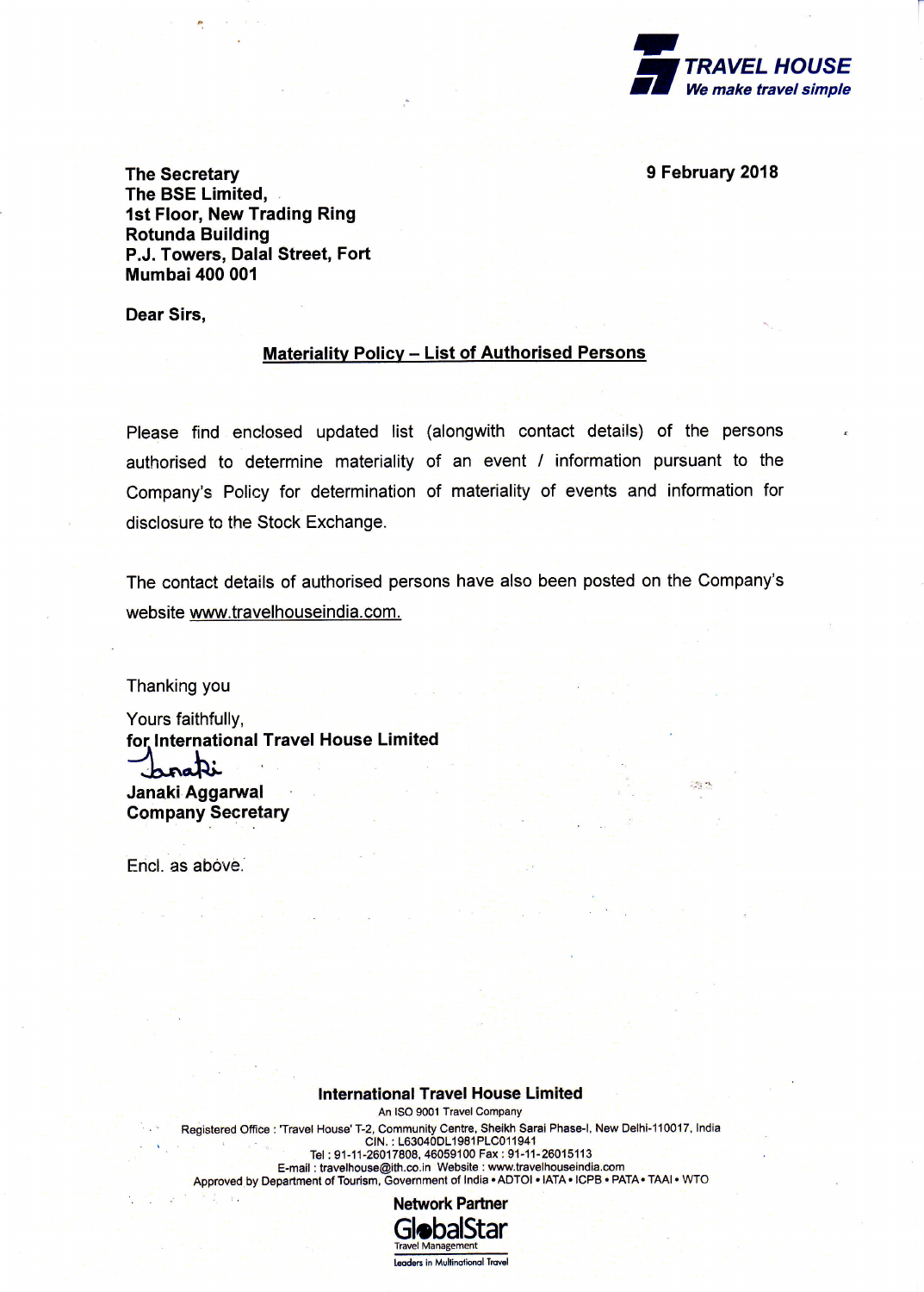**TRAVEL HOUSE**
*We make travel simple*

**9 February 2018**

**The Secretary**
**The BSE Limited,**
**1st Floor, New Trading Ring**
**Rotunda Building**
**P.J. Towers, Dalal Street, Fort**
**Mumbai 400 001**

**Dear Sirs,**

**<u>Materiality Policy – List of Authorised Persons</u>**

Please find enclosed updated list (alongwith contact details) of the persons authorised to determine materiality of an event / information pursuant to the Company's Policy for determination of materiality of events and information for disclosure to the Stock Exchange.

The contact details of authorised persons have also been posted on the Company's website www.travelhouseindia.com.

Thanking you

Yours faithfully,
**for International Travel House Limited**

**Janaki Aggarwal**
**Company Secretary**

Encl. as above.

**International Travel House Limited**
An ISO 9001 Travel Company
Registered Office : 'Travel House' T-2, Community Centre, Sheikh Sarai Phase-I, New Delhi-110017, India
CIN. : L63040DL1981PLC011941
Tel : 91-11-26017808, 46059100 Fax : 91-11-26015113
E-mail : travelhouse@ith.co.in Website : www.travelhouseindia.com
Approved by Department of Tourism, Government of India • ADTOI • IATA • ICPB • PATA • TAAI • WTO

**Network Partner**
GlobalStar
Travel Management
Leaders in Multinational Travel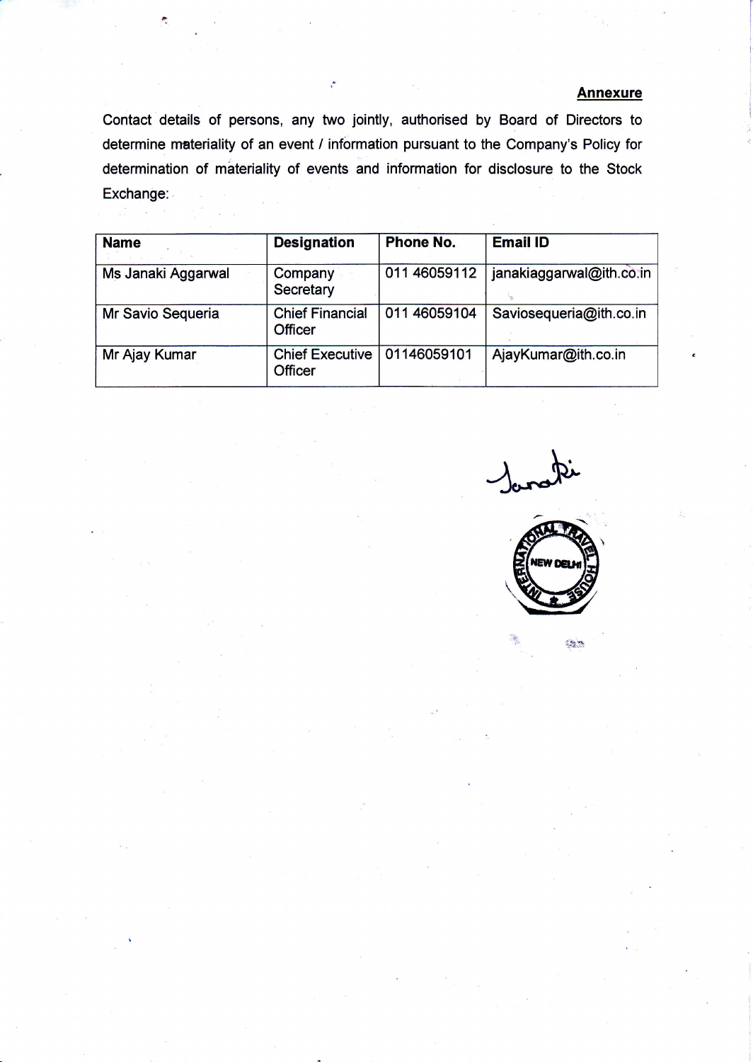**Annexure**

Contact details of persons, any two jointly, authorised by Board of Directors to determine materiality of an event / information pursuant to the Company's Policy for determination of materiality of events and information for disclosure to the Stock Exchange:

| Name | Designation | Phone No. | Email ID |
|---|---|---|---|
| Ms Janaki Aggarwal | Company Secretary | 011 46059112 | janakiaggarwal@ith.co.in |
| Mr Savio Sequeria | Chief Financial Officer | 011 46059104 | Saviosequeria@ith.co.in |
| Mr Ajay Kumar | Chief Executive Officer | 01146059101 | AjayKumar@ith.co.in |

Janaki

INTERNATIONAL TRAVEL HOUSE NEW DELHI